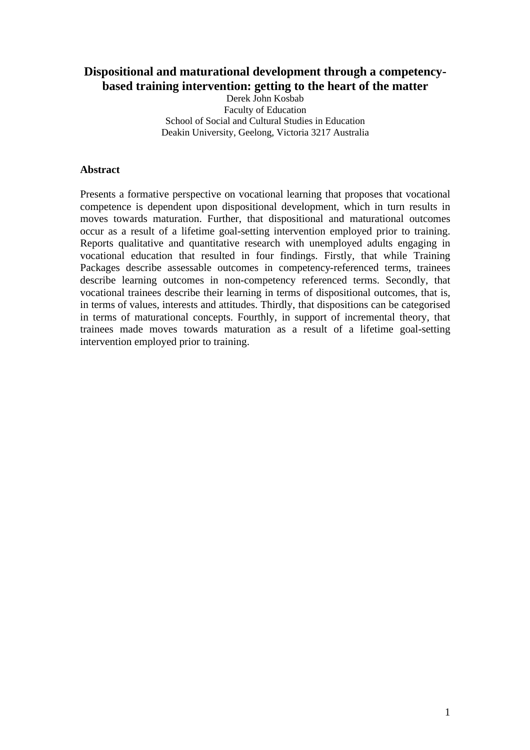# Dispositional and maturational development through a competency-based training intervention: getting to the heart of the matter

Derek John Kosbab
Faculty of Education
School of Social and Cultural Studies in Education
Deakin University, Geelong, Victoria 3217 Australia

## Abstract

Presents a formative perspective on vocational learning that proposes that vocational competence is dependent upon dispositional development, which in turn results in moves towards maturation. Further, that dispositional and maturational outcomes occur as a result of a lifetime goal-setting intervention employed prior to training. Reports qualitative and quantitative research with unemployed adults engaging in vocational education that resulted in four findings. Firstly, that while Training Packages describe assessable outcomes in competency-referenced terms, trainees describe learning outcomes in non-competency referenced terms. Secondly, that vocational trainees describe their learning in terms of dispositional outcomes, that is, in terms of values, interests and attitudes. Thirdly, that dispositions can be categorised in terms of maturational concepts. Fourthly, in support of incremental theory, that trainees made moves towards maturation as a result of a lifetime goal-setting intervention employed prior to training.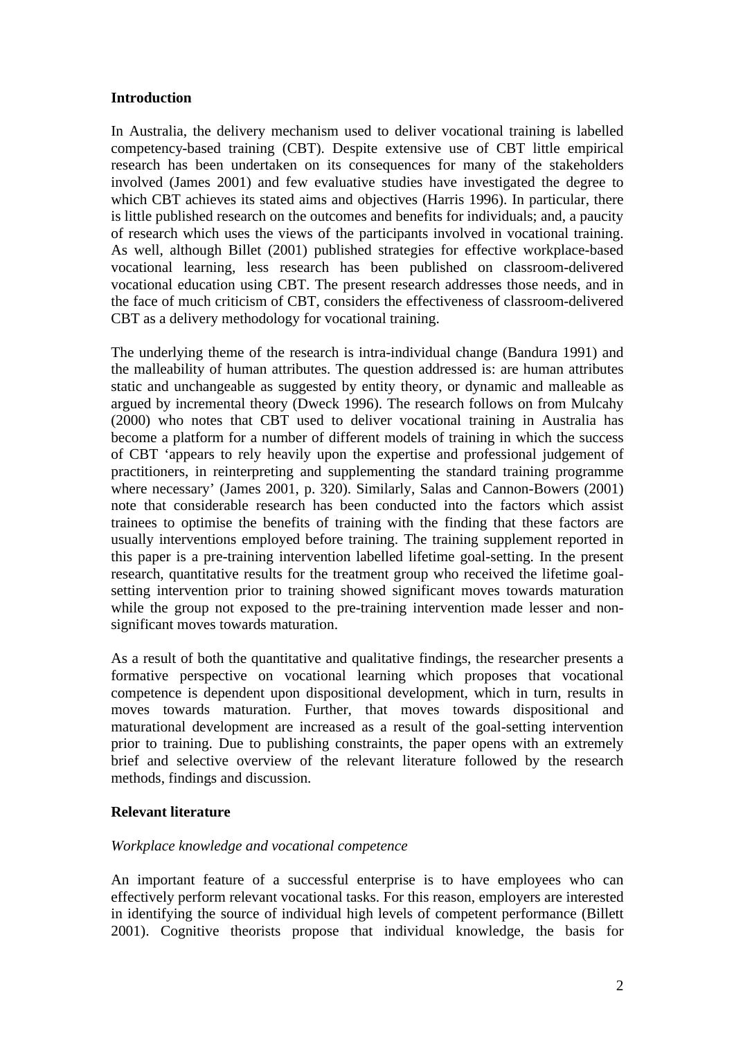## Introduction

In Australia, the delivery mechanism used to deliver vocational training is labelled competency-based training (CBT). Despite extensive use of CBT little empirical research has been undertaken on its consequences for many of the stakeholders involved (James 2001) and few evaluative studies have investigated the degree to which CBT achieves its stated aims and objectives (Harris 1996). In particular, there is little published research on the outcomes and benefits for individuals; and, a paucity of research which uses the views of the participants involved in vocational training. As well, although Billet (2001) published strategies for effective workplace-based vocational learning, less research has been published on classroom-delivered vocational education using CBT. The present research addresses those needs, and in the face of much criticism of CBT, considers the effectiveness of classroom-delivered CBT as a delivery methodology for vocational training.

The underlying theme of the research is intra-individual change (Bandura 1991) and the malleability of human attributes. The question addressed is: are human attributes static and unchangeable as suggested by entity theory, or dynamic and malleable as argued by incremental theory (Dweck 1996). The research follows on from Mulcahy (2000) who notes that CBT used to deliver vocational training in Australia has become a platform for a number of different models of training in which the success of CBT 'appears to rely heavily upon the expertise and professional judgement of practitioners, in reinterpreting and supplementing the standard training programme where necessary' (James 2001, p. 320). Similarly, Salas and Cannon-Bowers (2001) note that considerable research has been conducted into the factors which assist trainees to optimise the benefits of training with the finding that these factors are usually interventions employed before training. The training supplement reported in this paper is a pre-training intervention labelled lifetime goal-setting. In the present research, quantitative results for the treatment group who received the lifetime goal-setting intervention prior to training showed significant moves towards maturation while the group not exposed to the pre-training intervention made lesser and non-significant moves towards maturation.

As a result of both the quantitative and qualitative findings, the researcher presents a formative perspective on vocational learning which proposes that vocational competence is dependent upon dispositional development, which in turn, results in moves towards maturation. Further, that moves towards dispositional and maturational development are increased as a result of the goal-setting intervention prior to training. Due to publishing constraints, the paper opens with an extremely brief and selective overview of the relevant literature followed by the research methods, findings and discussion.

## Relevant literature

### *Workplace knowledge and vocational competence*

An important feature of a successful enterprise is to have employees who can effectively perform relevant vocational tasks. For this reason, employers are interested in identifying the source of individual high levels of competent performance (Billett 2001). Cognitive theorists propose that individual knowledge, the basis for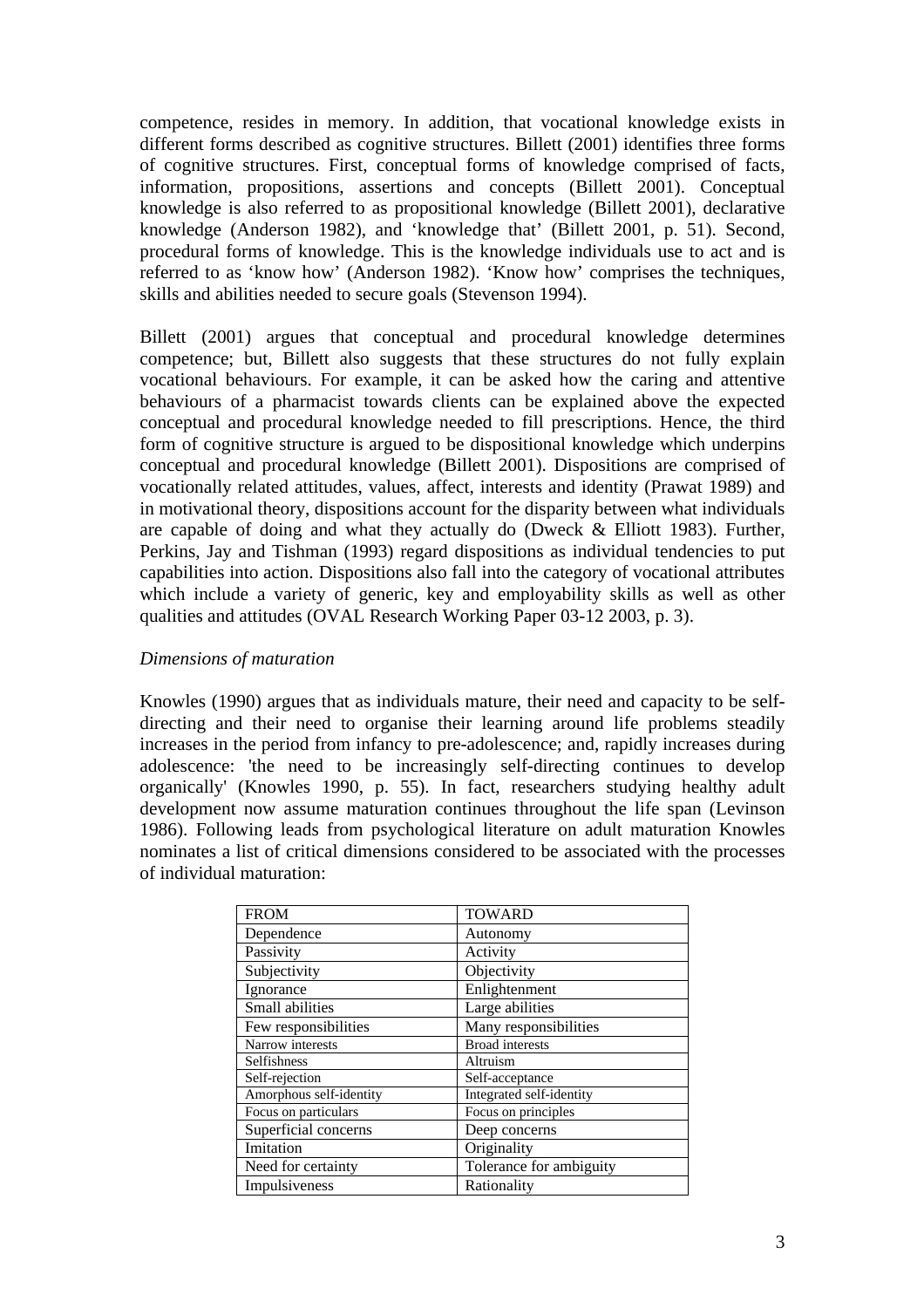competence, resides in memory. In addition, that vocational knowledge exists in different forms described as cognitive structures. Billett (2001) identifies three forms of cognitive structures. First, conceptual forms of knowledge comprised of facts, information, propositions, assertions and concepts (Billett 2001). Conceptual knowledge is also referred to as propositional knowledge (Billett 2001), declarative knowledge (Anderson 1982), and 'knowledge that' (Billett 2001, p. 51). Second, procedural forms of knowledge. This is the knowledge individuals use to act and is referred to as 'know how' (Anderson 1982). 'Know how' comprises the techniques, skills and abilities needed to secure goals (Stevenson 1994).

Billett (2001) argues that conceptual and procedural knowledge determines competence; but, Billett also suggests that these structures do not fully explain vocational behaviours. For example, it can be asked how the caring and attentive behaviours of a pharmacist towards clients can be explained above the expected conceptual and procedural knowledge needed to fill prescriptions. Hence, the third form of cognitive structure is argued to be dispositional knowledge which underpins conceptual and procedural knowledge (Billett 2001). Dispositions are comprised of vocationally related attitudes, values, affect, interests and identity (Prawat 1989) and in motivational theory, dispositions account for the disparity between what individuals are capable of doing and what they actually do (Dweck & Elliott 1983). Further, Perkins, Jay and Tishman (1993) regard dispositions as individual tendencies to put capabilities into action. Dispositions also fall into the category of vocational attributes which include a variety of generic, key and employability skills as well as other qualities and attitudes (OVAL Research Working Paper 03-12 2003, p. 3).

*Dimensions of maturation*

Knowles (1990) argues that as individuals mature, their need and capacity to be self-directing and their need to organise their learning around life problems steadily increases in the period from infancy to pre-adolescence; and, rapidly increases during adolescence: 'the need to be increasingly self-directing continues to develop organically' (Knowles 1990, p. 55). In fact, researchers studying healthy adult development now assume maturation continues throughout the life span (Levinson 1986). Following leads from psychological literature on adult maturation Knowles nominates a list of critical dimensions considered to be associated with the processes of individual maturation:

| FROM | TOWARD |
|---|---|
| Dependence | Autonomy |
| Passivity | Activity |
| Subjectivity | Objectivity |
| Ignorance | Enlightenment |
| Small abilities | Large abilities |
| Few responsibilities | Many responsibilities |
| Narrow interests | Broad interests |
| Selfishness | Altruism |
| Self-rejection | Self-acceptance |
| Amorphous self-identity | Integrated self-identity |
| Focus on particulars | Focus on principles |
| Superficial concerns | Deep concerns |
| Imitation | Originality |
| Need for certainty | Tolerance for ambiguity |
| Impulsiveness | Rationality |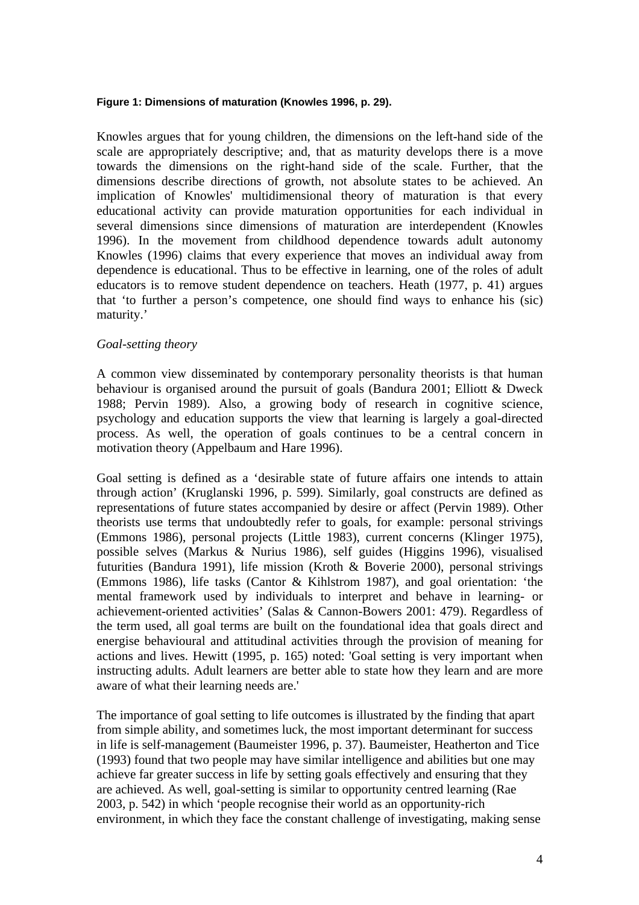**Figure 1: Dimensions of maturation (Knowles 1996, p. 29).**

Knowles argues that for young children, the dimensions on the left-hand side of the scale are appropriately descriptive; and, that as maturity develops there is a move towards the dimensions on the right-hand side of the scale. Further, that the dimensions describe directions of growth, not absolute states to be achieved. An implication of Knowles' multidimensional theory of maturation is that every educational activity can provide maturation opportunities for each individual in several dimensions since dimensions of maturation are interdependent (Knowles 1996). In the movement from childhood dependence towards adult autonomy Knowles (1996) claims that every experience that moves an individual away from dependence is educational. Thus to be effective in learning, one of the roles of adult educators is to remove student dependence on teachers. Heath (1977, p. 41) argues that 'to further a person's competence, one should find ways to enhance his (sic) maturity.'

*Goal-setting theory*

A common view disseminated by contemporary personality theorists is that human behaviour is organised around the pursuit of goals (Bandura 2001; Elliott & Dweck 1988; Pervin 1989). Also, a growing body of research in cognitive science, psychology and education supports the view that learning is largely a goal-directed process. As well, the operation of goals continues to be a central concern in motivation theory (Appelbaum and Hare 1996).

Goal setting is defined as a 'desirable state of future affairs one intends to attain through action' (Kruglanski 1996, p. 599). Similarly, goal constructs are defined as representations of future states accompanied by desire or affect (Pervin 1989). Other theorists use terms that undoubtedly refer to goals, for example: personal strivings (Emmons 1986), personal projects (Little 1983), current concerns (Klinger 1975), possible selves (Markus & Nurius 1986), self guides (Higgins 1996), visualised futurities (Bandura 1991), life mission (Kroth & Boverie 2000), personal strivings (Emmons 1986), life tasks (Cantor & Kihlstrom 1987), and goal orientation: 'the mental framework used by individuals to interpret and behave in learning- or achievement-oriented activities' (Salas & Cannon-Bowers 2001: 479). Regardless of the term used, all goal terms are built on the foundational idea that goals direct and energise behavioural and attitudinal activities through the provision of meaning for actions and lives. Hewitt (1995, p. 165) noted: 'Goal setting is very important when instructing adults. Adult learners are better able to state how they learn and are more aware of what their learning needs are.'

The importance of goal setting to life outcomes is illustrated by the finding that apart from simple ability, and sometimes luck, the most important determinant for success in life is self-management (Baumeister 1996, p. 37). Baumeister, Heatherton and Tice (1993) found that two people may have similar intelligence and abilities but one may achieve far greater success in life by setting goals effectively and ensuring that they are achieved. As well, goal-setting is similar to opportunity centred learning (Rae 2003, p. 542) in which 'people recognise their world as an opportunity-rich environment, in which they face the constant challenge of investigating, making sense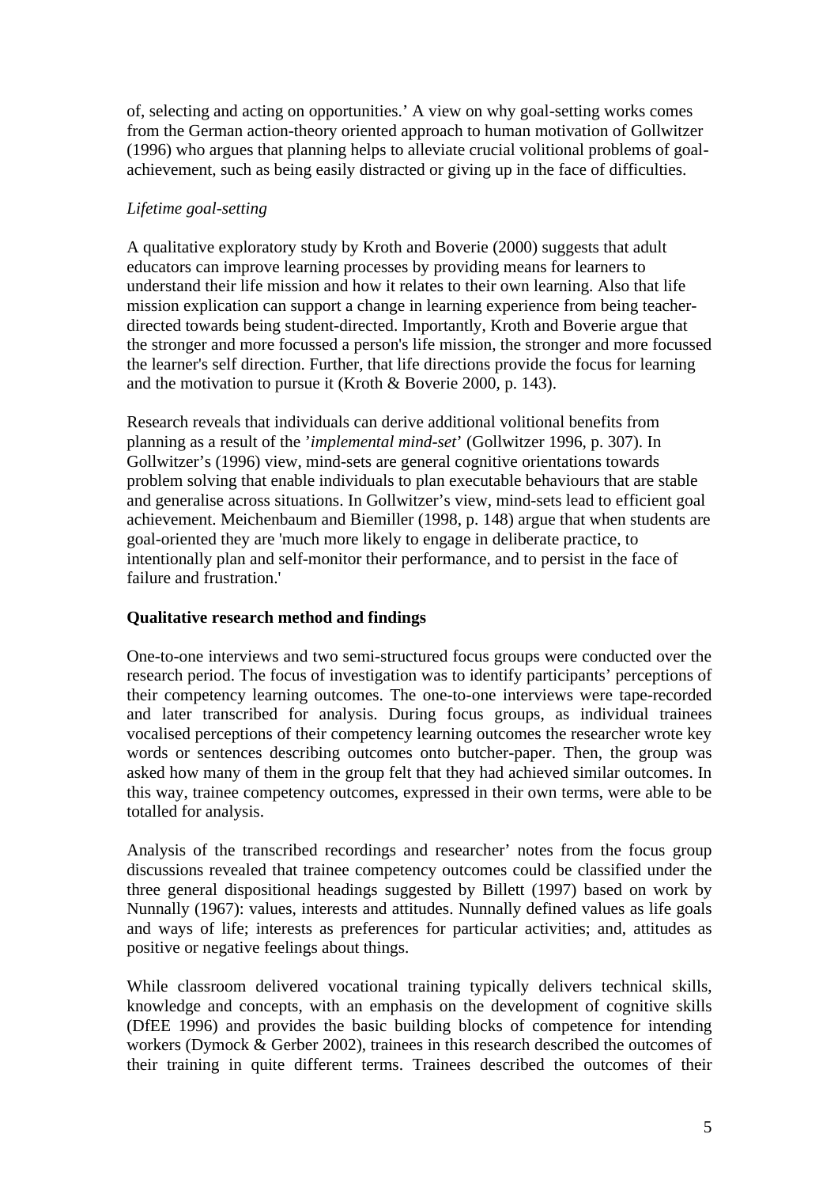of, selecting and acting on opportunities.' A view on why goal-setting works comes from the German action-theory oriented approach to human motivation of Gollwitzer (1996) who argues that planning helps to alleviate crucial volitional problems of goal-achievement, such as being easily distracted or giving up in the face of difficulties.

*Lifetime goal-setting*

A qualitative exploratory study by Kroth and Boverie (2000) suggests that adult educators can improve learning processes by providing means for learners to understand their life mission and how it relates to their own learning. Also that life mission explication can support a change in learning experience from being teacher-directed towards being student-directed. Importantly, Kroth and Boverie argue that the stronger and more focussed a person's life mission, the stronger and more focussed the learner's self direction. Further, that life directions provide the focus for learning and the motivation to pursue it (Kroth & Boverie 2000, p. 143).

Research reveals that individuals can derive additional volitional benefits from planning as a result of the '*implemental mind-set*' (Gollwitzer 1996, p. 307). In Gollwitzer's (1996) view, mind-sets are general cognitive orientations towards problem solving that enable individuals to plan executable behaviours that are stable and generalise across situations. In Gollwitzer's view, mind-sets lead to efficient goal achievement. Meichenbaum and Biemiller (1998, p. 148) argue that when students are goal-oriented they are 'much more likely to engage in deliberate practice, to intentionally plan and self-monitor their performance, and to persist in the face of failure and frustration.'

**Qualitative research method and findings**

One-to-one interviews and two semi-structured focus groups were conducted over the research period. The focus of investigation was to identify participants' perceptions of their competency learning outcomes. The one-to-one interviews were tape-recorded and later transcribed for analysis. During focus groups, as individual trainees vocalised perceptions of their competency learning outcomes the researcher wrote key words or sentences describing outcomes onto butcher-paper. Then, the group was asked how many of them in the group felt that they had achieved similar outcomes. In this way, trainee competency outcomes, expressed in their own terms, were able to be totalled for analysis.

Analysis of the transcribed recordings and researcher' notes from the focus group discussions revealed that trainee competency outcomes could be classified under the three general dispositional headings suggested by Billett (1997) based on work by Nunnally (1967): values, interests and attitudes. Nunnally defined values as life goals and ways of life; interests as preferences for particular activities; and, attitudes as positive or negative feelings about things.

While classroom delivered vocational training typically delivers technical skills, knowledge and concepts, with an emphasis on the development of cognitive skills (DfEE 1996) and provides the basic building blocks of competence for intending workers (Dymock & Gerber 2002), trainees in this research described the outcomes of their training in quite different terms. Trainees described the outcomes of their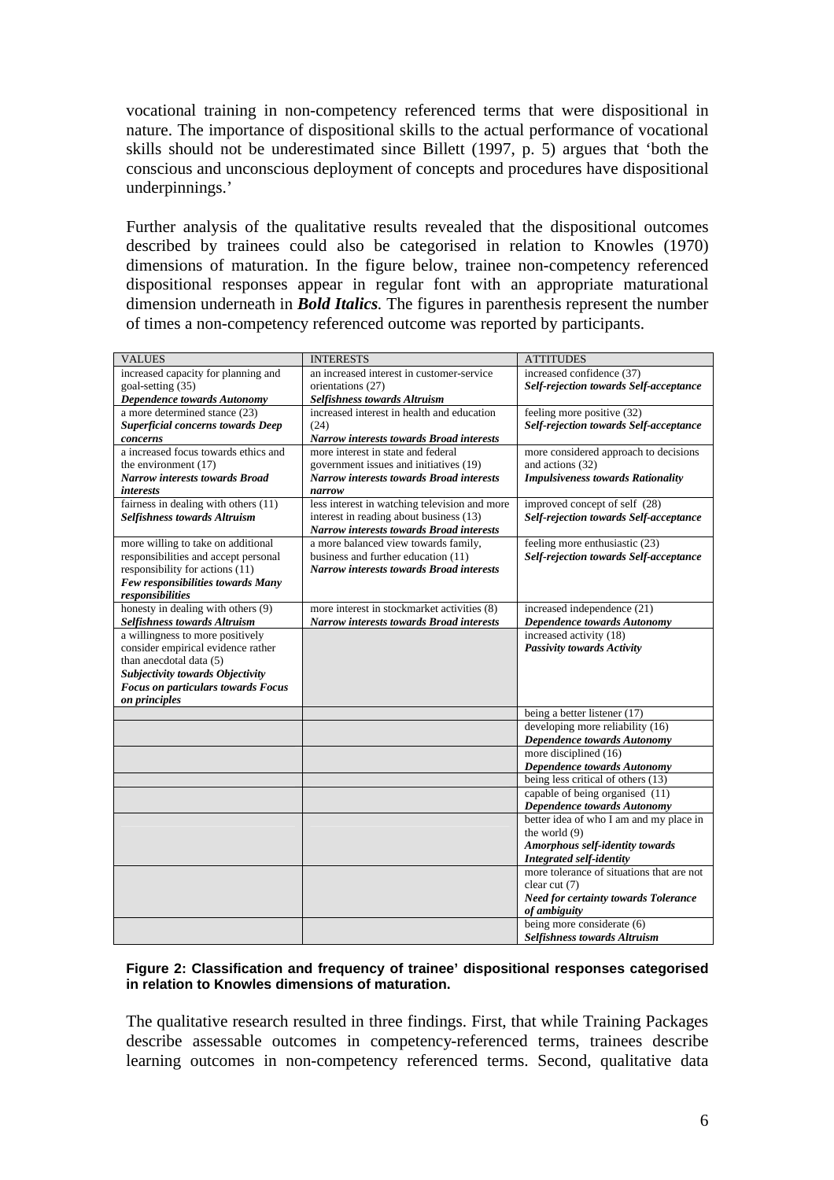vocational training in non-competency referenced terms that were dispositional in nature. The importance of dispositional skills to the actual performance of vocational skills should not be underestimated since Billett (1997, p. 5) argues that 'both the conscious and unconscious deployment of concepts and procedures have dispositional underpinnings.'

Further analysis of the qualitative results revealed that the dispositional outcomes described by trainees could also be categorised in relation to Knowles (1970) dimensions of maturation. In the figure below, trainee non-competency referenced dispositional responses appear in regular font with an appropriate maturational dimension underneath in ***Bold Italics***. The figures in parenthesis represent the number of times a non-competency referenced outcome was reported by participants.

| VALUES | INTERESTS | ATTITUDES |
|---|---|---|
| increased capacity for planning and goal-setting (35)<br>***Dependence towards Autonomy*** | an increased interest in customer-service orientations (27)<br>***Selfishness towards Altruism*** | increased confidence (37)<br>***Self-rejection towards Self-acceptance*** |
| a more determined stance (23)<br>***Superficial concerns towards Deep concerns*** | increased interest in health and education (24)<br>***Narrow interests towards Broad interests*** | feeling more positive (32)<br>***Self-rejection towards Self-acceptance*** |
| a increased focus towards ethics and the environment (17)<br>***Narrow interests towards Broad interests*** | more interest in state and federal government issues and initiatives (19)<br>***Narrow interests towards Broad interests narrow*** | more considered approach to decisions and actions (32)<br>***Impulsiveness towards Rationality*** |
| fairness in dealing with others (11)<br>***Selfishness towards Altruism*** | less interest in watching television and more interest in reading about business (13)<br>***Narrow interests towards Broad interests*** | improved concept of self (28)<br>***Self-rejection towards Self-acceptance*** |
| more willing to take on additional responsibilities and accept personal responsibility for actions (11)<br>***Few responsibilities towards Many responsibilities*** | a more balanced view towards family, business and further education (11)<br>***Narrow interests towards Broad interests*** | feeling more enthusiastic (23)<br>***Self-rejection towards Self-acceptance*** |
| honesty in dealing with others (9)<br>***Selfishness towards Altruism*** | more interest in stockmarket activities (8)<br>***Narrow interests towards Broad interests*** | increased independence (21)<br>***Dependence towards Autonomy*** |
| a willingness to more positively consider empirical evidence rather than anecdotal data (5)<br>***Subjectivity towards Objectivity***<br>***Focus on particulars towards Focus on principles*** | | increased activity (18)<br>***Passivity towards Activity*** |
| | | being a better listener (17) |
| | | developing more reliability (16)<br>***Dependence towards Autonomy*** |
| | | more disciplined (16)<br>***Dependence towards Autonomy*** |
| | | being less critical of others (13) |
| | | capable of being organised (11)<br>***Dependence towards Autonomy*** |
| | | better idea of who I am and my place in the world (9)<br>***Amorphous self-identity towards Integrated self-identity*** |
| | | more tolerance of situations that are not clear cut (7)<br>***Need for certainty towards Tolerance of ambiguity*** |
| | | being more considerate (6)<br>***Selfishness towards Altruism*** |

**Figure 2: Classification and frequency of trainee' dispositional responses categorised in relation to Knowles dimensions of maturation.**

The qualitative research resulted in three findings. First, that while Training Packages describe assessable outcomes in competency-referenced terms, trainees describe learning outcomes in non-competency referenced terms. Second, qualitative data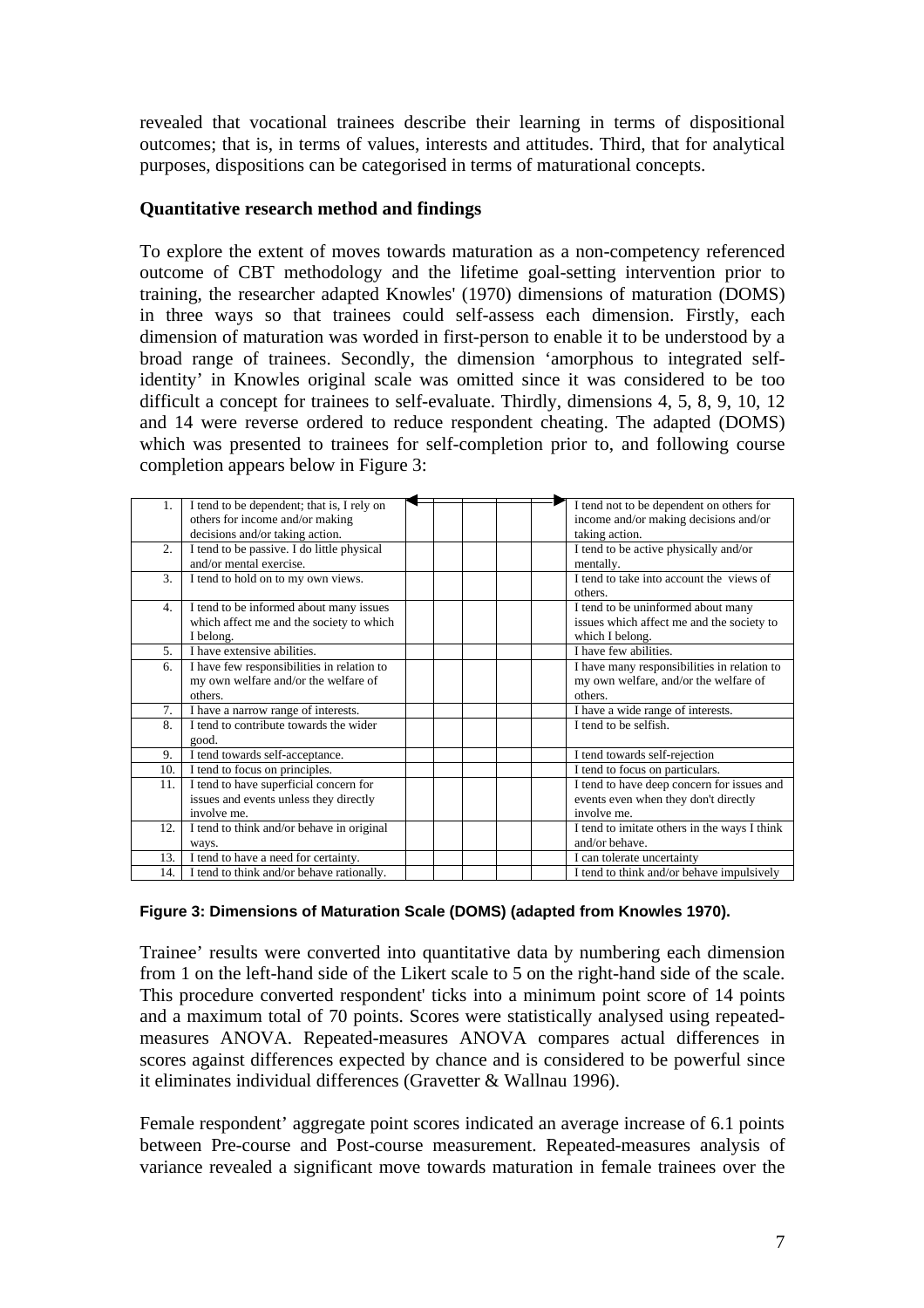revealed that vocational trainees describe their learning in terms of dispositional outcomes; that is, in terms of values, interests and attitudes. Third, that for analytical purposes, dispositions can be categorised in terms of maturational concepts.

**Quantitative research method and findings**

To explore the extent of moves towards maturation as a non-competency referenced outcome of CBT methodology and the lifetime goal-setting intervention prior to training, the researcher adapted Knowles' (1970) dimensions of maturation (DOMS) in three ways so that trainees could self-assess each dimension. Firstly, each dimension of maturation was worded in first-person to enable it to be understood by a broad range of trainees. Secondly, the dimension 'amorphous to integrated self-identity' in Knowles original scale was omitted since it was considered to be too difficult a concept for trainees to self-evaluate. Thirdly, dimensions 4, 5, 8, 9, 10, 12 and 14 were reverse ordered to reduce respondent cheating. The adapted (DOMS) which was presented to trainees for self-completion prior to, and following course completion appears below in Figure 3:

| | | ◄ | | | | ► | |
|---|---|---|---|---|---|---|---|
| 1. | I tend to be dependent; that is, I rely on others for income and/or making decisions and/or taking action. | | | | | | I tend not to be dependent on others for income and/or making decisions and/or taking action. |
| 2. | I tend to be passive. I do little physical and/or mental exercise. | | | | | | I tend to be active physically and/or mentally. |
| 3. | I tend to hold on to my own views. | | | | | | I tend to take into account the views of others. |
| 4. | I tend to be informed about many issues which affect me and the society to which I belong. | | | | | | I tend to be uninformed about many issues which affect me and the society to which I belong. |
| 5. | I have extensive abilities. | | | | | | I have few abilities. |
| 6. | I have few responsibilities in relation to my own welfare and/or the welfare of others. | | | | | | I have many responsibilities in relation to my own welfare, and/or the welfare of others. |
| 7. | I have a narrow range of interests. | | | | | | I have a wide range of interests. |
| 8. | I tend to contribute towards the wider good. | | | | | | I tend to be selfish. |
| 9. | I tend towards self-acceptance. | | | | | | I tend towards self-rejection |
| 10. | I tend to focus on principles. | | | | | | I tend to focus on particulars. |
| 11. | I tend to have superficial concern for issues and events unless they directly involve me. | | | | | | I tend to have deep concern for issues and events even when they don't directly involve me. |
| 12. | I tend to think and/or behave in original ways. | | | | | | I tend to imitate others in the ways I think and/or behave. |
| 13. | I tend to have a need for certainty. | | | | | | I can tolerate uncertainty |
| 14. | I tend to think and/or behave rationally. | | | | | | I tend to think and/or behave impulsively |

**Figure 3: Dimensions of Maturation Scale (DOMS) (adapted from Knowles 1970).**

Trainee' results were converted into quantitative data by numbering each dimension from 1 on the left-hand side of the Likert scale to 5 on the right-hand side of the scale. This procedure converted respondent' ticks into a minimum point score of 14 points and a maximum total of 70 points. Scores were statistically analysed using repeated-measures ANOVA. Repeated-measures ANOVA compares actual differences in scores against differences expected by chance and is considered to be powerful since it eliminates individual differences (Gravetter & Wallnau 1996).

Female respondent' aggregate point scores indicated an average increase of 6.1 points between Pre-course and Post-course measurement. Repeated-measures analysis of variance revealed a significant move towards maturation in female trainees over the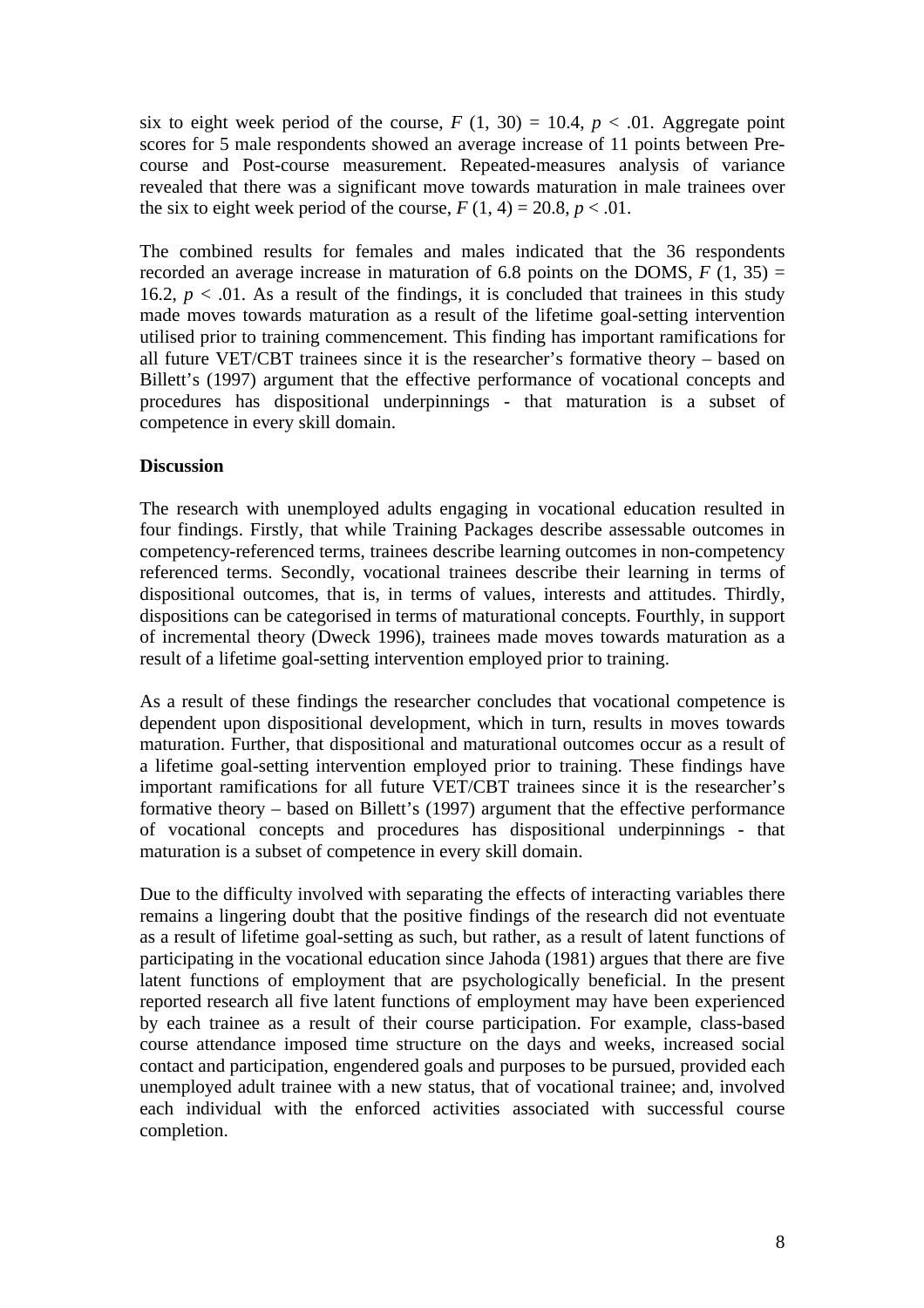six to eight week period of the course, $F$ (1, 30) = 10.4, $p < .01$. Aggregate point scores for 5 male respondents showed an average increase of 11 points between Pre-course and Post-course measurement. Repeated-measures analysis of variance revealed that there was a significant move towards maturation in male trainees over the six to eight week period of the course, $F$ (1, 4) = 20.8, $p < .01$.

The combined results for females and males indicated that the 36 respondents recorded an average increase in maturation of 6.8 points on the DOMS, $F$ (1, 35) = 16.2, $p < .01$. As a result of the findings, it is concluded that trainees in this study made moves towards maturation as a result of the lifetime goal-setting intervention utilised prior to training commencement. This finding has important ramifications for all future VET/CBT trainees since it is the researcher's formative theory – based on Billett's (1997) argument that the effective performance of vocational concepts and procedures has dispositional underpinnings - that maturation is a subset of competence in every skill domain.

**Discussion**

The research with unemployed adults engaging in vocational education resulted in four findings. Firstly, that while Training Packages describe assessable outcomes in competency-referenced terms, trainees describe learning outcomes in non-competency referenced terms. Secondly, vocational trainees describe their learning in terms of dispositional outcomes, that is, in terms of values, interests and attitudes. Thirdly, dispositions can be categorised in terms of maturational concepts. Fourthly, in support of incremental theory (Dweck 1996), trainees made moves towards maturation as a result of a lifetime goal-setting intervention employed prior to training.

As a result of these findings the researcher concludes that vocational competence is dependent upon dispositional development, which in turn, results in moves towards maturation. Further, that dispositional and maturational outcomes occur as a result of a lifetime goal-setting intervention employed prior to training. These findings have important ramifications for all future VET/CBT trainees since it is the researcher's formative theory – based on Billett's (1997) argument that the effective performance of vocational concepts and procedures has dispositional underpinnings - that maturation is a subset of competence in every skill domain.

Due to the difficulty involved with separating the effects of interacting variables there remains a lingering doubt that the positive findings of the research did not eventuate as a result of lifetime goal-setting as such, but rather, as a result of latent functions of participating in the vocational education since Jahoda (1981) argues that there are five latent functions of employment that are psychologically beneficial. In the present reported research all five latent functions of employment may have been experienced by each trainee as a result of their course participation. For example, class-based course attendance imposed time structure on the days and weeks, increased social contact and participation, engendered goals and purposes to be pursued, provided each unemployed adult trainee with a new status, that of vocational trainee; and, involved each individual with the enforced activities associated with successful course completion.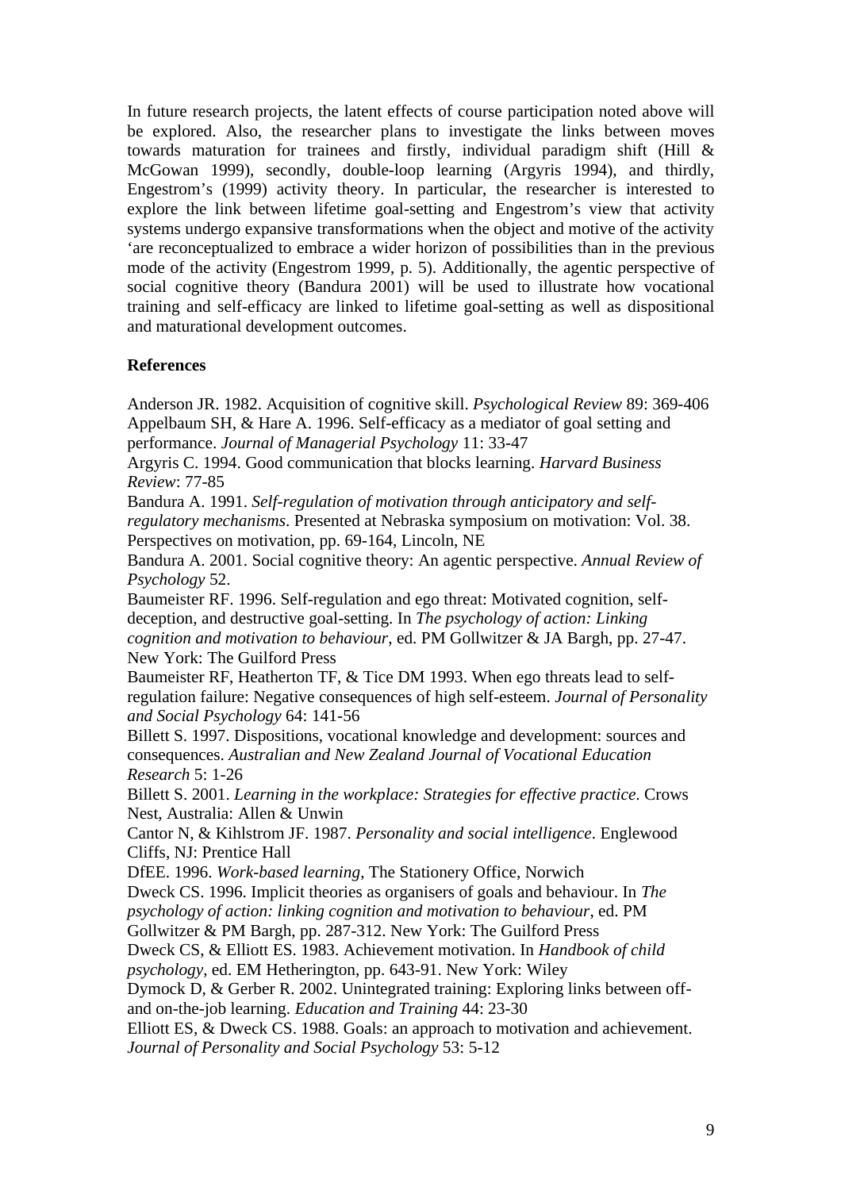In future research projects, the latent effects of course participation noted above will be explored. Also, the researcher plans to investigate the links between moves towards maturation for trainees and firstly, individual paradigm shift (Hill & McGowan 1999), secondly, double-loop learning (Argyris 1994), and thirdly, Engestrom's (1999) activity theory. In particular, the researcher is interested to explore the link between lifetime goal-setting and Engestrom's view that activity systems undergo expansive transformations when the object and motive of the activity 'are reconceptualized to embrace a wider horizon of possibilities than in the previous mode of the activity (Engestrom 1999, p. 5). Additionally, the agentic perspective of social cognitive theory (Bandura 2001) will be used to illustrate how vocational training and self-efficacy are linked to lifetime goal-setting as well as dispositional and maturational development outcomes.

**References**

Anderson JR. 1982. Acquisition of cognitive skill. *Psychological Review* 89: 369-406

Appelbaum SH, & Hare A. 1996. Self-efficacy as a mediator of goal setting and performance. *Journal of Managerial Psychology* 11: 33-47

Argyris C. 1994. Good communication that blocks learning. *Harvard Business Review*: 77-85

Bandura A. 1991. *Self-regulation of motivation through anticipatory and self-regulatory mechanisms*. Presented at Nebraska symposium on motivation: Vol. 38. Perspectives on motivation, pp. 69-164, Lincoln, NE

Bandura A. 2001. Social cognitive theory: An agentic perspective. *Annual Review of Psychology* 52.

Baumeister RF. 1996. Self-regulation and ego threat: Motivated cognition, self-deception, and destructive goal-setting. In *The psychology of action: Linking cognition and motivation to behaviour*, ed. PM Gollwitzer & JA Bargh, pp. 27-47. New York: The Guilford Press

Baumeister RF, Heatherton TF, & Tice DM 1993. When ego threats lead to self-regulation failure: Negative consequences of high self-esteem. *Journal of Personality and Social Psychology* 64: 141-56

Billett S. 1997. Dispositions, vocational knowledge and development: sources and consequences. *Australian and New Zealand Journal of Vocational Education Research* 5: 1-26

Billett S. 2001. *Learning in the workplace: Strategies for effective practice*. Crows Nest, Australia: Allen & Unwin

Cantor N, & Kihlstrom JF. 1987. *Personality and social intelligence*. Englewood Cliffs, NJ: Prentice Hall

DfEE. 1996. *Work-based learning*, The Stationery Office, Norwich

Dweck CS. 1996. Implicit theories as organisers of goals and behaviour. In *The psychology of action: linking cognition and motivation to behaviour*, ed. PM Gollwitzer & PM Bargh, pp. 287-312. New York: The Guilford Press

Dweck CS, & Elliott ES. 1983. Achievement motivation. In *Handbook of child psychology*, ed. EM Hetherington, pp. 643-91. New York: Wiley

Dymock D, & Gerber R. 2002. Unintegrated training: Exploring links between off- and on-the-job learning. *Education and Training* 44: 23-30

Elliott ES, & Dweck CS. 1988. Goals: an approach to motivation and achievement. *Journal of Personality and Social Psychology* 53: 5-12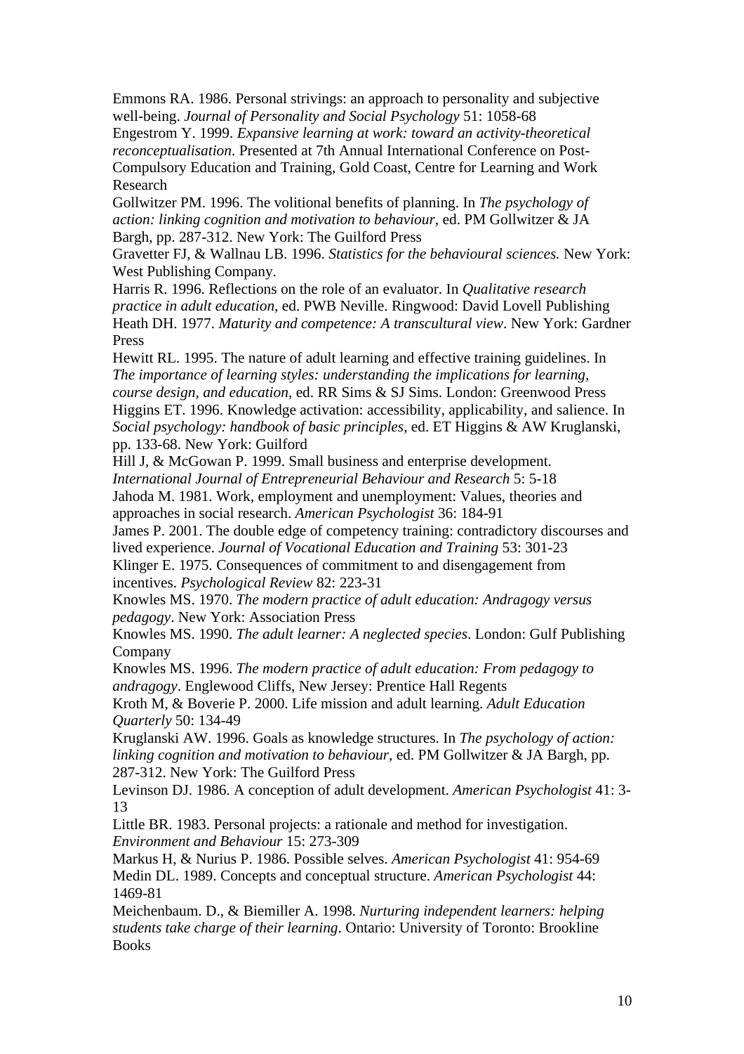Emmons RA. 1986. Personal strivings: an approach to personality and subjective well-being. *Journal of Personality and Social Psychology* 51: 1058-68

Engestrom Y. 1999. *Expansive learning at work: toward an activity-theoretical reconceptualisation*. Presented at 7th Annual International Conference on Post-Compulsory Education and Training, Gold Coast, Centre for Learning and Work Research

Gollwitzer PM. 1996. The volitional benefits of planning. In *The psychology of action: linking cognition and motivation to behaviour*, ed. PM Gollwitzer & JA Bargh, pp. 287-312. New York: The Guilford Press

Gravetter FJ, & Wallnau LB. 1996. *Statistics for the behavioural sciences.* New York: West Publishing Company.

Harris R. 1996. Reflections on the role of an evaluator. In *Qualitative research practice in adult education*, ed. PWB Neville. Ringwood: David Lovell Publishing

Heath DH. 1977. *Maturity and competence: A transcultural view*. New York: Gardner Press

Hewitt RL. 1995. The nature of adult learning and effective training guidelines. In *The importance of learning styles: understanding the implications for learning, course design, and education*, ed. RR Sims & SJ Sims. London: Greenwood Press

Higgins ET. 1996. Knowledge activation: accessibility, applicability, and salience. In *Social psychology: handbook of basic principles*, ed. ET Higgins & AW Kruglanski, pp. 133-68. New York: Guilford

Hill J, & McGowan P. 1999. Small business and enterprise development. *International Journal of Entrepreneurial Behaviour and Research* 5: 5-18

Jahoda M. 1981. Work, employment and unemployment: Values, theories and approaches in social research. *American Psychologist* 36: 184-91

James P. 2001. The double edge of competency training: contradictory discourses and lived experience. *Journal of Vocational Education and Training* 53: 301-23

Klinger E. 1975. Consequences of commitment to and disengagement from incentives. *Psychological Review* 82: 223-31

Knowles MS. 1970. *The modern practice of adult education: Andragogy versus pedagogy*. New York: Association Press

Knowles MS. 1990. *The adult learner: A neglected species*. London: Gulf Publishing Company

Knowles MS. 1996. *The modern practice of adult education: From pedagogy to andragogy*. Englewood Cliffs, New Jersey: Prentice Hall Regents

Kroth M, & Boverie P. 2000. Life mission and adult learning. *Adult Education Quarterly* 50: 134-49

Kruglanski AW. 1996. Goals as knowledge structures. In *The psychology of action: linking cognition and motivation to behaviour*, ed. PM Gollwitzer & JA Bargh, pp. 287-312. New York: The Guilford Press

Levinson DJ. 1986. A conception of adult development. *American Psychologist* 41: 3-13

Little BR. 1983. Personal projects: a rationale and method for investigation. *Environment and Behaviour* 15: 273-309

Markus H, & Nurius P. 1986. Possible selves. *American Psychologist* 41: 954-69

Medin DL. 1989. Concepts and conceptual structure. *American Psychologist* 44: 1469-81

Meichenbaum. D., & Biemiller A. 1998. *Nurturing independent learners: helping students take charge of their learning*. Ontario: University of Toronto: Brookline Books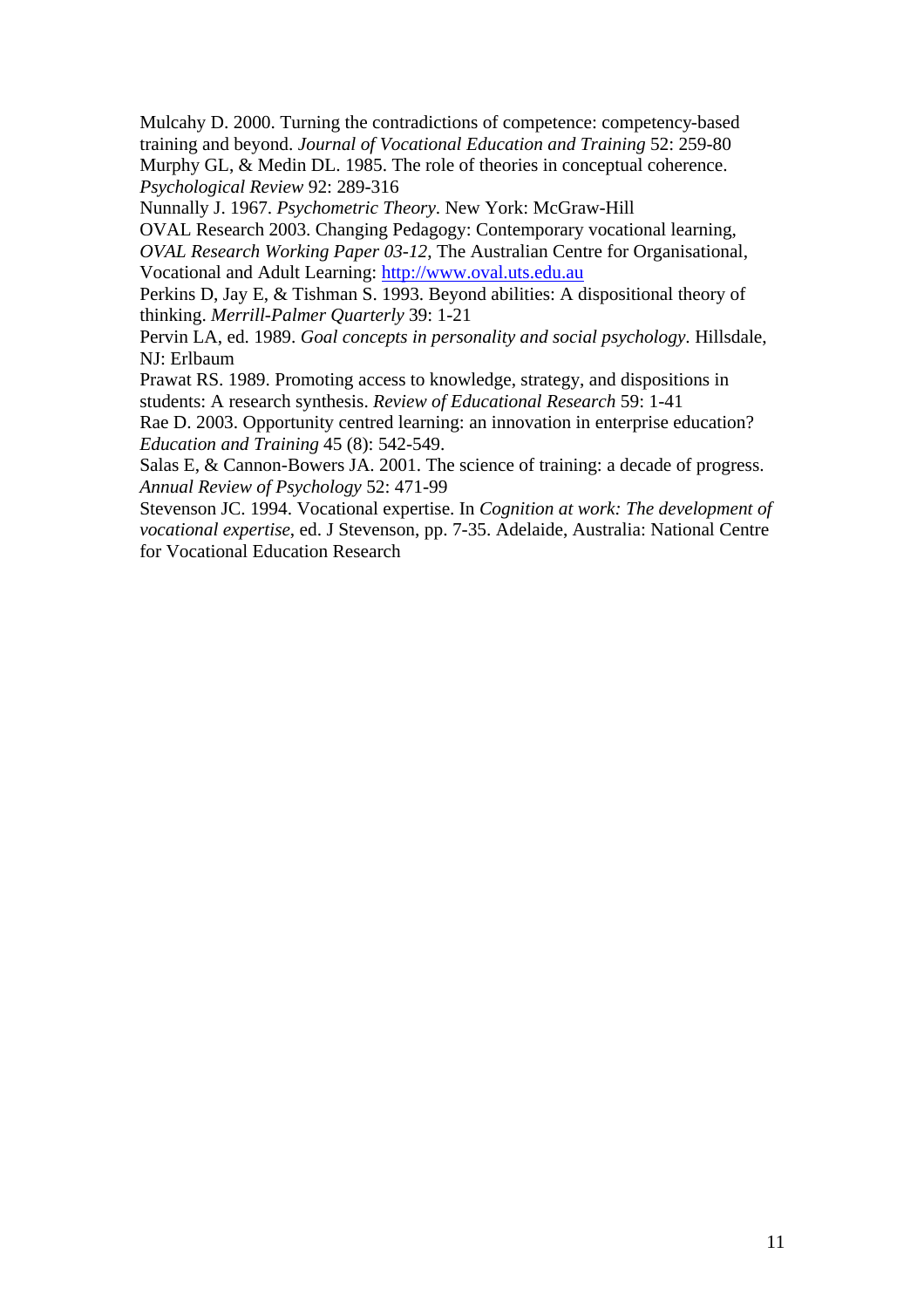Mulcahy D. 2000. Turning the contradictions of competence: competency-based training and beyond. *Journal of Vocational Education and Training* 52: 259-80

Murphy GL, & Medin DL. 1985. The role of theories in conceptual coherence. *Psychological Review* 92: 289-316

Nunnally J. 1967. *Psychometric Theory*. New York: McGraw-Hill

OVAL Research 2003. Changing Pedagogy: Contemporary vocational learning, *OVAL Research Working Paper 03-12*, The Australian Centre for Organisational, Vocational and Adult Learning: http://www.oval.uts.edu.au

Perkins D, Jay E, & Tishman S. 1993. Beyond abilities: A dispositional theory of thinking. *Merrill-Palmer Quarterly* 39: 1-21

Pervin LA, ed. 1989. *Goal concepts in personality and social psychology*. Hillsdale, NJ: Erlbaum

Prawat RS. 1989. Promoting access to knowledge, strategy, and dispositions in students: A research synthesis. *Review of Educational Research* 59: 1-41

Rae D. 2003. Opportunity centred learning: an innovation in enterprise education? *Education and Training* 45 (8): 542-549.

Salas E, & Cannon-Bowers JA. 2001. The science of training: a decade of progress. *Annual Review of Psychology* 52: 471-99

Stevenson JC. 1994. Vocational expertise. In *Cognition at work: The development of vocational expertise*, ed. J Stevenson, pp. 7-35. Adelaide, Australia: National Centre for Vocational Education Research